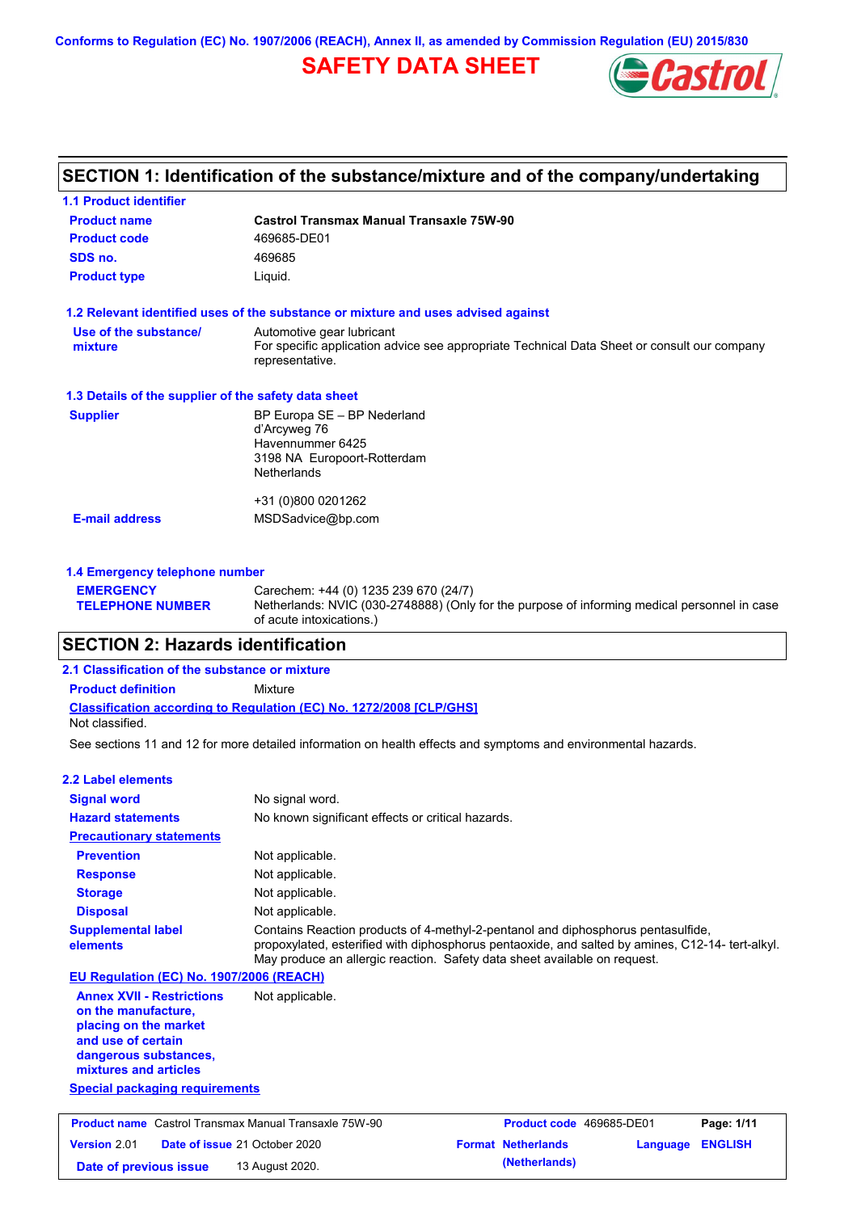Conforms to Regulation (EC) No. 1907/2006 (REACH), Annex II, as amended by Commission Regulation (EU) 2015/830

# SAFETY DATA SHEET

## SECTION 1: Identification of the substance/mixture and of the company/undertaking

### 1.1 Product identifier

| | |
|---|---|
| **Product name** | **Castrol Transmax Manual Transaxle 75W-90** |
| **Product code** | 469685-DE01 |
| **SDS no.** | 469685 |
| **Product type** | Liquid. |

### 1.2 Relevant identified uses of the substance or mixture and uses advised against

| | |
|---|---|
| **Use of the substance/ mixture** | Automotive gear lubricant<br>For specific application advice see appropriate Technical Data Sheet or consult our company representative. |

### 1.3 Details of the supplier of the safety data sheet

| | |
|---|---|
| **Supplier** | BP Europa SE – BP Nederland<br>d'Arcyweg 76<br>Havennummer 6425<br>3198 NA Europoort-Rotterdam<br>Netherlands<br><br>+31 (0)800 0201262 |
| **E-mail address** | MSDSadvice@bp.com |

### 1.4 Emergency telephone number

| | |
|---|---|
| **EMERGENCY TELEPHONE NUMBER** | Carechem: +44 (0) 1235 239 670 (24/7)<br>Netherlands: NVIC (030-2748888) (Only for the purpose of informing medical personnel in case of acute intoxications.) |

## SECTION 2: Hazards identification

### 2.1 Classification of the substance or mixture

**Product definition** Mixture

**Classification according to Regulation (EC) No. 1272/2008 [CLP/GHS]**

Not classified.

See sections 11 and 12 for more detailed information on health effects and symptoms and environmental hazards.

### 2.2 Label elements

| | |
|---|---|
| **Signal word** | No signal word. |
| **Hazard statements** | No known significant effects or critical hazards. |
| **Precautionary statements** | |
| **Prevention** | Not applicable. |
| **Response** | Not applicable. |
| **Storage** | Not applicable. |
| **Disposal** | Not applicable. |
| **Supplemental label elements** | Contains Reaction products of 4-methyl-2-pentanol and diphosphorus pentasulfide, propoxylated, esterified with diphosphorus pentaoxide, and salted by amines, C12-14- tert-alkyl. May produce an allergic reaction. Safety data sheet available on request. |

**EU Regulation (EC) No. 1907/2006 (REACH)**

| | |
|---|---|
| **Annex XVII - Restrictions on the manufacture, placing on the market and use of certain dangerous substances, mixtures and articles** | Not applicable. |

**Special packaging requirements**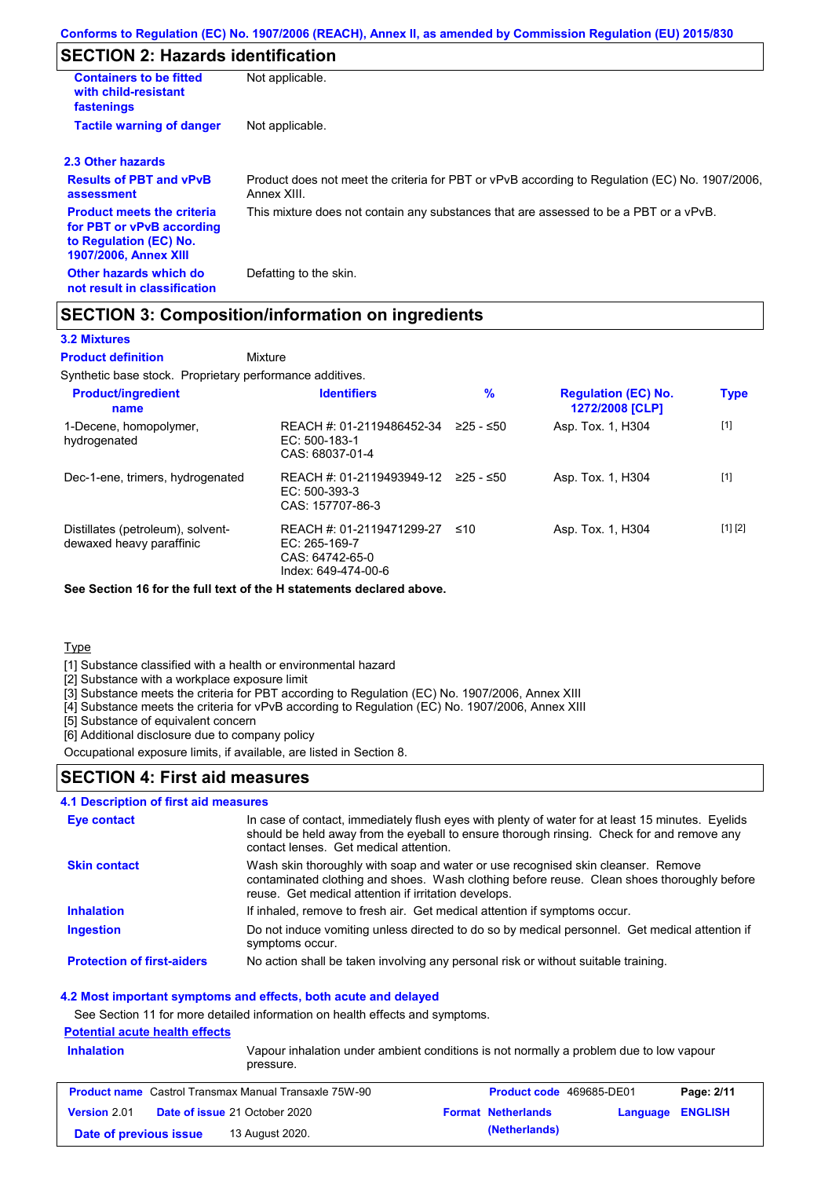## SECTION 2: Hazards identification

| | |
|---|---|
| **Containers to be fitted with child-resistant fastenings** | Not applicable. |
| **Tactile warning of danger** | Not applicable. |

### 2.3 Other hazards

| | |
|---|---|
| **Results of PBT and vPvB assessment** | Product does not meet the criteria for PBT or vPvB according to Regulation (EC) No. 1907/2006, Annex XIII. |
| **Product meets the criteria for PBT or vPvB according to Regulation (EC) No. 1907/2006, Annex XIII** | This mixture does not contain any substances that are assessed to be a PBT or a vPvB. |
| **Other hazards which do not result in classification** | Defatting to the skin. |

## SECTION 3: Composition/information on ingredients

### 3.2 Mixtures

**Product definition** Mixture

Synthetic base stock. Proprietary performance additives.

| Product/ingredient name | Identifiers | % | Regulation (EC) No. 1272/2008 [CLP] | Type |
|---|---|---|---|---|
| 1-Decene, homopolymer, hydrogenated | REACH #: 01-2119486452-34<br>EC: 500-183-1<br>CAS: 68037-01-4 | ≥25 - ≤50 | Asp. Tox. 1, H304 | [1] |
| Dec-1-ene, trimers, hydrogenated | REACH #: 01-2119493949-12<br>EC: 500-393-3<br>CAS: 157707-86-3 | ≥25 - ≤50 | Asp. Tox. 1, H304 | [1] |
| Distillates (petroleum), solvent-dewaxed heavy paraffinic | REACH #: 01-2119471299-27<br>EC: 265-169-7<br>CAS: 64742-65-0<br>Index: 649-474-00-6 | ≤10 | Asp. Tox. 1, H304 | [1] [2] |

**See Section 16 for the full text of the H statements declared above.**

Type

[1] Substance classified with a health or environmental hazard
[2] Substance with a workplace exposure limit
[3] Substance meets the criteria for PBT according to Regulation (EC) No. 1907/2006, Annex XIII
[4] Substance meets the criteria for vPvB according to Regulation (EC) No. 1907/2006, Annex XIII
[5] Substance of equivalent concern
[6] Additional disclosure due to company policy

Occupational exposure limits, if available, are listed in Section 8.

## SECTION 4: First aid measures

### 4.1 Description of first aid measures

| | |
|---|---|
| **Eye contact** | In case of contact, immediately flush eyes with plenty of water for at least 15 minutes. Eyelids should be held away from the eyeball to ensure thorough rinsing. Check for and remove any contact lenses. Get medical attention. |
| **Skin contact** | Wash skin thoroughly with soap and water or use recognised skin cleanser. Remove contaminated clothing and shoes. Wash clothing before reuse. Clean shoes thoroughly before reuse. Get medical attention if irritation develops. |
| **Inhalation** | If inhaled, remove to fresh air. Get medical attention if symptoms occur. |
| **Ingestion** | Do not induce vomiting unless directed to do so by medical personnel. Get medical attention if symptoms occur. |
| **Protection of first-aiders** | No action shall be taken involving any personal risk or without suitable training. |

### 4.2 Most important symptoms and effects, both acute and delayed

See Section 11 for more detailed information on health effects and symptoms.

**Potential acute health effects**

| | |
|---|---|
| **Inhalation** | Vapour inhalation under ambient conditions is not normally a problem due to low vapour pressure. |

| | | | |
|---|---|---|---|
| **Product name** Castrol Transmax Manual Transaxle 75W-90 | | **Product code** 469685-DE01 | |
| **Version** 2.01 | **Date of issue** 21 October 2020 | **Format** Netherlands (Netherlands) | **Language** ENGLISH |
| **Date of previous issue** | 13 August 2020. | | |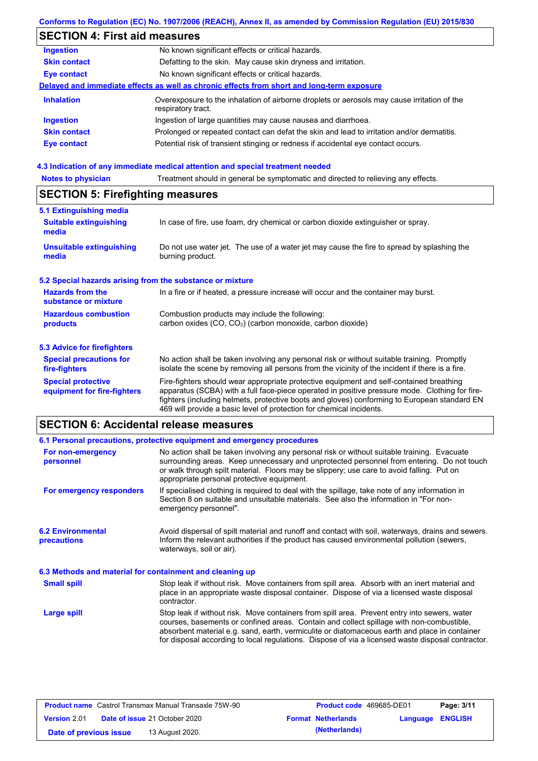Conforms to Regulation (EC) No. 1907/2006 (REACH), Annex II, as amended by Commission Regulation (EU) 2015/830

## SECTION 4: First aid measures

| | |
|---|---|
| **Ingestion** | No known significant effects or critical hazards. |
| **Skin contact** | Defatting to the skin. May cause skin dryness and irritation. |
| **Eye contact** | No known significant effects or critical hazards. |

**Delayed and immediate effects as well as chronic effects from short and long-term exposure**

| | |
|---|---|
| **Inhalation** | Overexposure to the inhalation of airborne droplets or aerosols may cause irritation of the respiratory tract. |
| **Ingestion** | Ingestion of large quantities may cause nausea and diarrhoea. |
| **Skin contact** | Prolonged or repeated contact can defat the skin and lead to irritation and/or dermatitis. |
| **Eye contact** | Potential risk of transient stinging or redness if accidental eye contact occurs. |

### 4.3 Indication of any immediate medical attention and special treatment needed

| | |
|---|---|
| **Notes to physician** | Treatment should in general be symptomatic and directed to relieving any effects. |

## SECTION 5: Firefighting measures

### 5.1 Extinguishing media

| | |
|---|---|
| **Suitable extinguishing media** | In case of fire, use foam, dry chemical or carbon dioxide extinguisher or spray. |
| **Unsuitable extinguishing media** | Do not use water jet. The use of a water jet may cause the fire to spread by splashing the burning product. |

### 5.2 Special hazards arising from the substance or mixture

| | |
|---|---|
| **Hazards from the substance or mixture** | In a fire or if heated, a pressure increase will occur and the container may burst. |
| **Hazardous combustion products** | Combustion products may include the following: carbon oxides (CO, $CO_2$) (carbon monoxide, carbon dioxide) |

### 5.3 Advice for firefighters

| | |
|---|---|
| **Special precautions for fire-fighters** | No action shall be taken involving any personal risk or without suitable training. Promptly isolate the scene by removing all persons from the vicinity of the incident if there is a fire. |
| **Special protective equipment for fire-fighters** | Fire-fighters should wear appropriate protective equipment and self-contained breathing apparatus (SCBA) with a full face-piece operated in positive pressure mode. Clothing for fire-fighters (including helmets, protective boots and gloves) conforming to European standard EN 469 will provide a basic level of protection for chemical incidents. |

## SECTION 6: Accidental release measures

### 6.1 Personal precautions, protective equipment and emergency procedures

| | |
|---|---|
| **For non-emergency personnel** | No action shall be taken involving any personal risk or without suitable training. Evacuate surrounding areas. Keep unnecessary and unprotected personnel from entering. Do not touch or walk through spilt material. Floors may be slippery; use care to avoid falling. Put on appropriate personal protective equipment. |
| **For emergency responders** | If specialised clothing is required to deal with the spillage, take note of any information in Section 8 on suitable and unsuitable materials. See also the information in "For non-emergency personnel". |

| | |
|---|---|
| **6.2 Environmental precautions** | Avoid dispersal of spilt material and runoff and contact with soil, waterways, drains and sewers. Inform the relevant authorities if the product has caused environmental pollution (sewers, waterways, soil or air). |

### 6.3 Methods and material for containment and cleaning up

| | |
|---|---|
| **Small spill** | Stop leak if without risk. Move containers from spill area. Absorb with an inert material and place in an appropriate waste disposal container. Dispose of via a licensed waste disposal contractor. |
| **Large spill** | Stop leak if without risk. Move containers from spill area. Prevent entry into sewers, water courses, basements or confined areas. Contain and collect spillage with non-combustible, absorbent material e.g. sand, earth, vermiculite or diatomaceous earth and place in container for disposal according to local regulations. Dispose of via a licensed waste disposal contractor. |

| | | | |
|---|---|---|---|
| **Product name** Castrol Transmax Manual Transaxle 75W-90 | | **Product code** 469685-DE01 | |
| **Version** 2.01 | **Date of issue** 21 October 2020 | **Format** Netherlands (Netherlands) | **Language** ENGLISH |
| **Date of previous issue** | 13 August 2020. | | |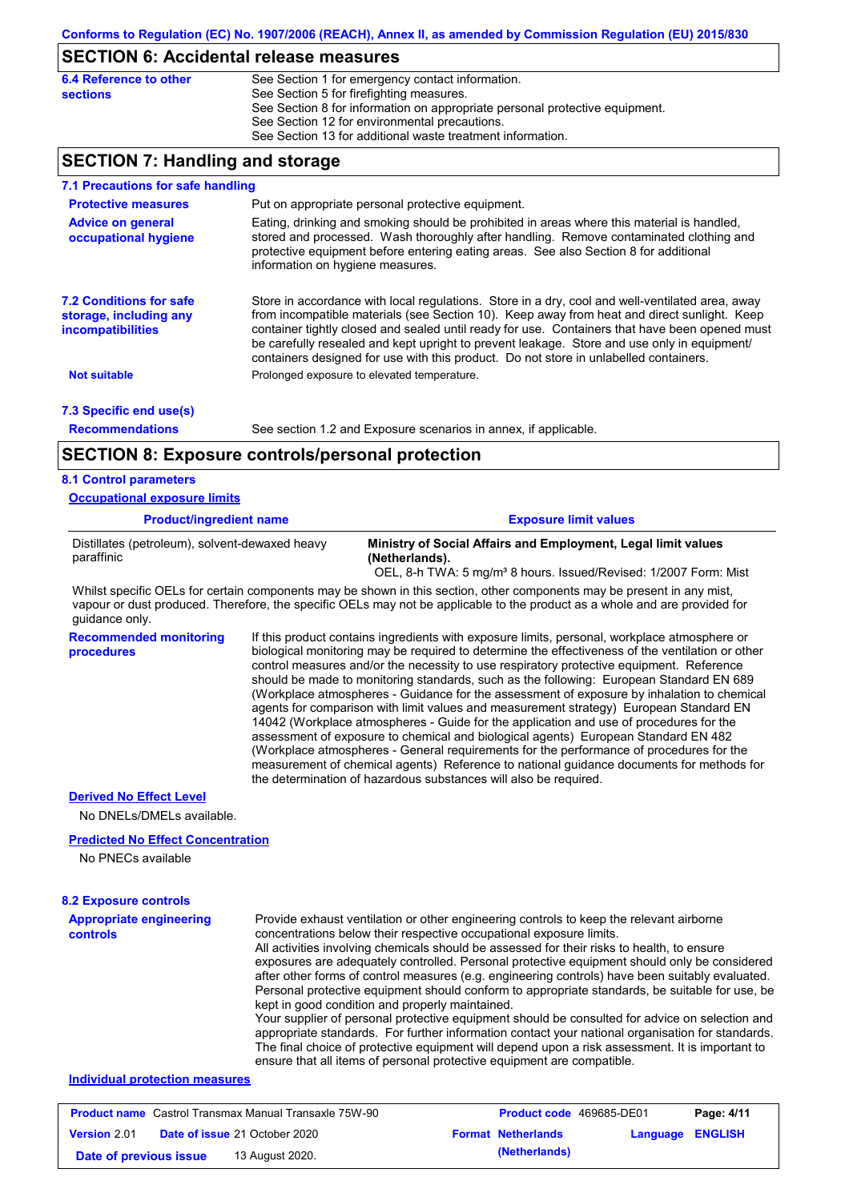## SECTION 6: Accidental release measures

**6.4 Reference to other sections**

See Section 1 for emergency contact information.
See Section 5 for firefighting measures.
See Section 8 for information on appropriate personal protective equipment.
See Section 12 for environmental precautions.
See Section 13 for additional waste treatment information.

## SECTION 7: Handling and storage

### 7.1 Precautions for safe handling

**Protective measures**

Put on appropriate personal protective equipment.

**Advice on general occupational hygiene**

Eating, drinking and smoking should be prohibited in areas where this material is handled, stored and processed. Wash thoroughly after handling. Remove contaminated clothing and protective equipment before entering eating areas. See also Section 8 for additional information on hygiene measures.

### 7.2 Conditions for safe storage, including any incompatibilities

Store in accordance with local regulations. Store in a dry, cool and well-ventilated area, away from incompatible materials (see Section 10). Keep away from heat and direct sunlight. Keep container tightly closed and sealed until ready for use. Containers that have been opened must be carefully resealed and kept upright to prevent leakage. Store and use only in equipment/ containers designed for use with this product. Do not store in unlabelled containers.

**Not suitable**

Prolonged exposure to elevated temperature.

### 7.3 Specific end use(s)

**Recommendations**

See section 1.2 and Exposure scenarios in annex, if applicable.

## SECTION 8: Exposure controls/personal protection

### 8.1 Control parameters

**Occupational exposure limits**

| Product/ingredient name | Exposure limit values |
|---|---|
| Distillates (petroleum), solvent-dewaxed heavy paraffinic | **Ministry of Social Affairs and Employment, Legal limit values (Netherlands).** OEL, 8-h TWA: 5 mg/m³ 8 hours. Issued/Revised: 1/2007 Form: Mist |

Whilst specific OELs for certain components may be shown in this section, other components may be present in any mist, vapour or dust produced. Therefore, the specific OELs may not be applicable to the product as a whole and are provided for guidance only.

**Recommended monitoring procedures**

If this product contains ingredients with exposure limits, personal, workplace atmosphere or biological monitoring may be required to determine the effectiveness of the ventilation or other control measures and/or the necessity to use respiratory protective equipment. Reference should be made to monitoring standards, such as the following: European Standard EN 689 (Workplace atmospheres - Guidance for the assessment of exposure by inhalation to chemical agents for comparison with limit values and measurement strategy) European Standard EN 14042 (Workplace atmospheres - Guide for the application and use of procedures for the assessment of exposure to chemical and biological agents) European Standard EN 482 (Workplace atmospheres - General requirements for the performance of procedures for the measurement of chemical agents) Reference to national guidance documents for methods for the determination of hazardous substances will also be required.

**Derived No Effect Level**

No DNELs/DMELs available.

**Predicted No Effect Concentration**

No PNECs available

### 8.2 Exposure controls

**Appropriate engineering controls**

Provide exhaust ventilation or other engineering controls to keep the relevant airborne concentrations below their respective occupational exposure limits.
All activities involving chemicals should be assessed for their risks to health, to ensure exposures are adequately controlled. Personal protective equipment should only be considered after other forms of control measures (e.g. engineering controls) have been suitably evaluated. Personal protective equipment should conform to appropriate standards, be suitable for use, be kept in good condition and properly maintained.
Your supplier of personal protective equipment should be consulted for advice on selection and appropriate standards. For further information contact your national organisation for standards. The final choice of protective equipment will depend upon a risk assessment. It is important to ensure that all items of personal protective equipment are compatible.

**Individual protection measures**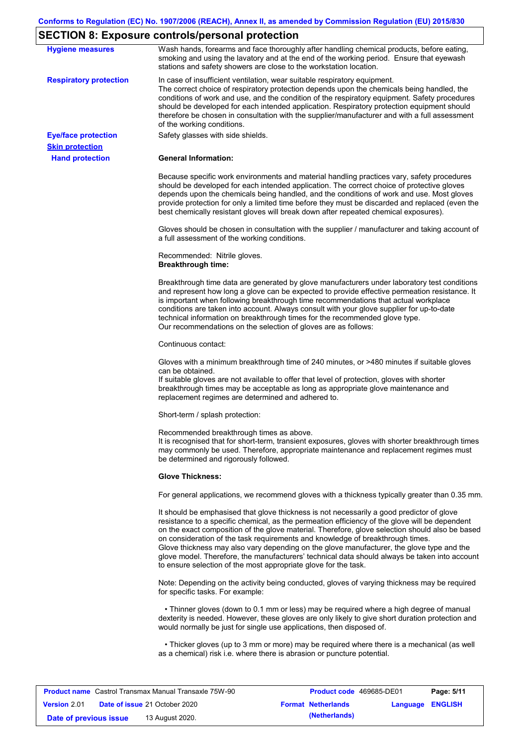## SECTION 8: Exposure controls/personal protection

**Hygiene measures**

Wash hands, forearms and face thoroughly after handling chemical products, before eating, smoking and using the lavatory and at the end of the working period. Ensure that eyewash stations and safety showers are close to the workstation location.

**Respiratory protection**

In case of insufficient ventilation, wear suitable respiratory equipment.
The correct choice of respiratory protection depends upon the chemicals being handled, the conditions of work and use, and the condition of the respiratory equipment. Safety procedures should be developed for each intended application. Respiratory protection equipment should therefore be chosen in consultation with the supplier/manufacturer and with a full assessment of the working conditions.

**Eye/face protection**

Safety glasses with side shields.

**Skin protection**

**Hand protection**

**General Information:**

Because specific work environments and material handling practices vary, safety procedures should be developed for each intended application. The correct choice of protective gloves depends upon the chemicals being handled, and the conditions of work and use. Most gloves provide protection for only a limited time before they must be discarded and replaced (even the best chemically resistant gloves will break down after repeated chemical exposures).

Gloves should be chosen in consultation with the supplier / manufacturer and taking account of a full assessment of the working conditions.

Recommended: Nitrile gloves.
**Breakthrough time:**

Breakthrough time data are generated by glove manufacturers under laboratory test conditions and represent how long a glove can be expected to provide effective permeation resistance. It is important when following breakthrough time recommendations that actual workplace conditions are taken into account. Always consult with your glove supplier for up-to-date technical information on breakthrough times for the recommended glove type.
Our recommendations on the selection of gloves are as follows:

Continuous contact:

Gloves with a minimum breakthrough time of 240 minutes, or >480 minutes if suitable gloves can be obtained.
If suitable gloves are not available to offer that level of protection, gloves with shorter breakthrough times may be acceptable as long as appropriate glove maintenance and replacement regimes are determined and adhered to.

Short-term / splash protection:

Recommended breakthrough times as above.
It is recognised that for short-term, transient exposures, gloves with shorter breakthrough times may commonly be used. Therefore, appropriate maintenance and replacement regimes must be determined and rigorously followed.

**Glove Thickness:**

For general applications, we recommend gloves with a thickness typically greater than 0.35 mm.

It should be emphasised that glove thickness is not necessarily a good predictor of glove resistance to a specific chemical, as the permeation efficiency of the glove will be dependent on the exact composition of the glove material. Therefore, glove selection should also be based on consideration of the task requirements and knowledge of breakthrough times.
Glove thickness may also vary depending on the glove manufacturer, the glove type and the glove model. Therefore, the manufacturers' technical data should always be taken into account to ensure selection of the most appropriate glove for the task.

Note: Depending on the activity being conducted, gloves of varying thickness may be required for specific tasks. For example:

- Thinner gloves (down to 0.1 mm or less) may be required where a high degree of manual dexterity is needed. However, these gloves are only likely to give short duration protection and would normally be just for single use applications, then disposed of.

- Thicker gloves (up to 3 mm or more) may be required where there is a mechanical (as well as a chemical) risk i.e. where there is abrasion or puncture potential.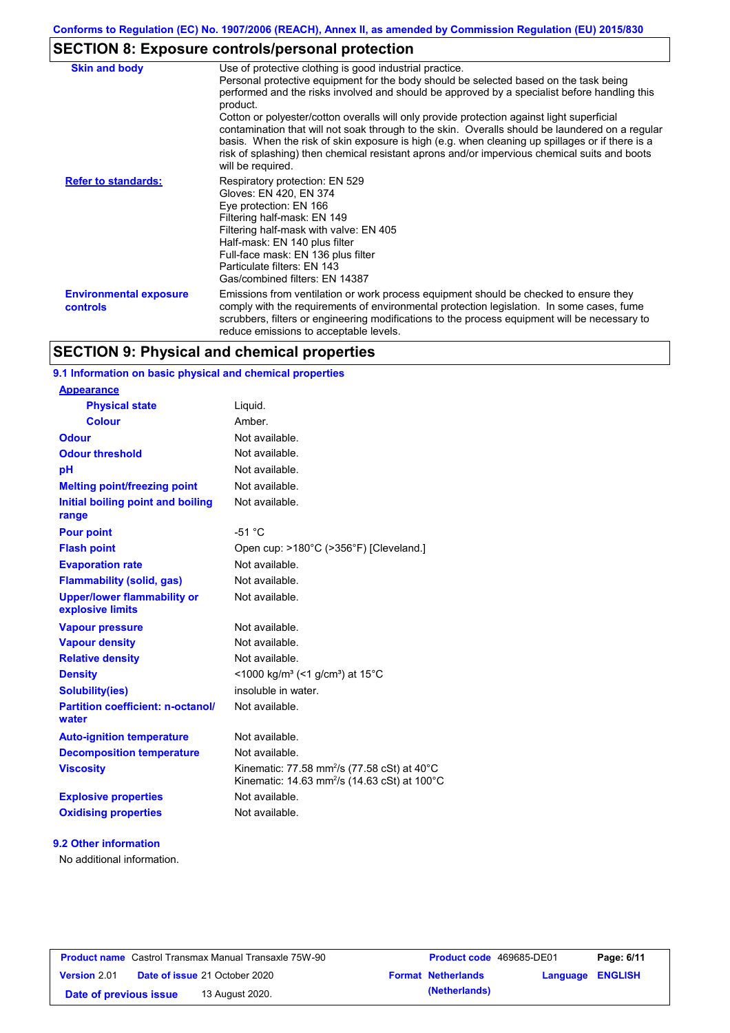## SECTION 8: Exposure controls/personal protection

| | |
|---|---|
| **Skin and body** | Use of protective clothing is good industrial practice. Personal protective equipment for the body should be selected based on the task being performed and the risks involved and should be approved by a specialist before handling this product. Cotton or polyester/cotton overalls will only provide protection against light superficial contamination that will not soak through to the skin. Overalls should be laundered on a regular basis. When the risk of skin exposure is high (e.g. when cleaning up spillages or if there is a risk of splashing) then chemical resistant aprons and/or impervious chemical suits and boots will be required. |
| **Refer to standards:** | Respiratory protection: EN 529<br>Gloves: EN 420, EN 374<br>Eye protection: EN 166<br>Filtering half-mask: EN 149<br>Filtering half-mask with valve: EN 405<br>Half-mask: EN 140 plus filter<br>Full-face mask: EN 136 plus filter<br>Particulate filters: EN 143<br>Gas/combined filters: EN 14387 |
| **Environmental exposure controls** | Emissions from ventilation or work process equipment should be checked to ensure they comply with the requirements of environmental protection legislation. In some cases, fume scrubbers, filters or engineering modifications to the process equipment will be necessary to reduce emissions to acceptable levels. |

## SECTION 9: Physical and chemical properties

### 9.1 Information on basic physical and chemical properties

| | |
|---|---|
| **Appearance** | |
| **Physical state** | Liquid. |
| **Colour** | Amber. |
| **Odour** | Not available. |
| **Odour threshold** | Not available. |
| **pH** | Not available. |
| **Melting point/freezing point** | Not available. |
| **Initial boiling point and boiling range** | Not available. |
| **Pour point** | -51 °C |
| **Flash point** | Open cup: >180°C (>356°F) [Cleveland.] |
| **Evaporation rate** | Not available. |
| **Flammability (solid, gas)** | Not available. |
| **Upper/lower flammability or explosive limits** | Not available. |
| **Vapour pressure** | Not available. |
| **Vapour density** | Not available. |
| **Relative density** | Not available. |
| **Density** | <1000 kg/m³ (<1 g/cm³) at 15°C |
| **Solubility(ies)** | insoluble in water. |
| **Partition coefficient: n-octanol/water** | Not available. |
| **Auto-ignition temperature** | Not available. |
| **Decomposition temperature** | Not available. |
| **Viscosity** | Kinematic: 77.58 $mm^2/s$ (77.58 cSt) at 40°C<br>Kinematic: 14.63 $mm^2/s$ (14.63 cSt) at 100°C |
| **Explosive properties** | Not available. |
| **Oxidising properties** | Not available. |

### 9.2 Other information

No additional information.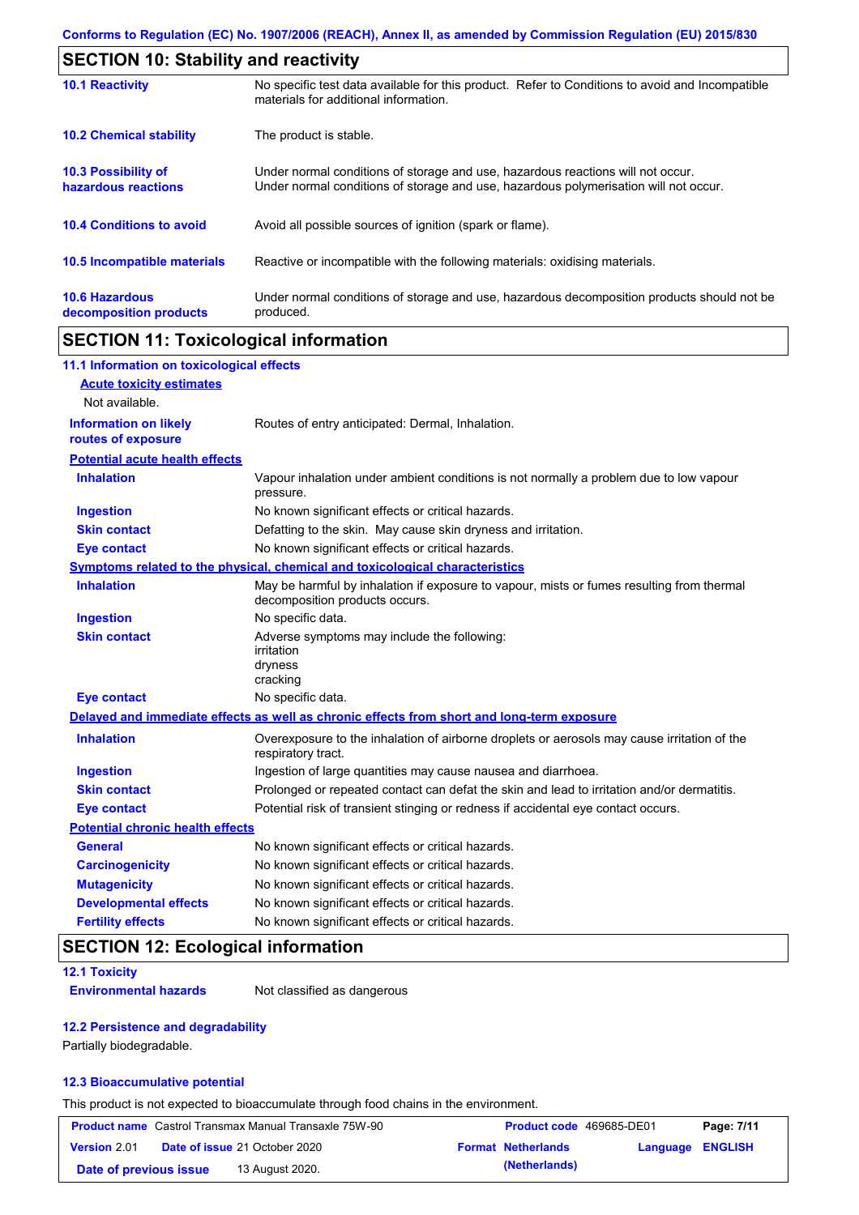## SECTION 10: Stability and reactivity

| | |
|---|---|
| **10.1 Reactivity** | No specific test data available for this product. Refer to Conditions to avoid and Incompatible materials for additional information. |
| **10.2 Chemical stability** | The product is stable. |
| **10.3 Possibility of hazardous reactions** | Under normal conditions of storage and use, hazardous reactions will not occur. Under normal conditions of storage and use, hazardous polymerisation will not occur. |
| **10.4 Conditions to avoid** | Avoid all possible sources of ignition (spark or flame). |
| **10.5 Incompatible materials** | Reactive or incompatible with the following materials: oxidising materials. |
| **10.6 Hazardous decomposition products** | Under normal conditions of storage and use, hazardous decomposition products should not be produced. |

## SECTION 11: Toxicological information

### 11.1 Information on toxicological effects

**Acute toxicity estimates**

Not available.

| | |
|---|---|
| **Information on likely routes of exposure** | Routes of entry anticipated: Dermal, Inhalation. |

**Potential acute health effects**

| | |
|---|---|
| **Inhalation** | Vapour inhalation under ambient conditions is not normally a problem due to low vapour pressure. |
| **Ingestion** | No known significant effects or critical hazards. |
| **Skin contact** | Defatting to the skin. May cause skin dryness and irritation. |
| **Eye contact** | No known significant effects or critical hazards. |

**Symptoms related to the physical, chemical and toxicological characteristics**

| | |
|---|---|
| **Inhalation** | May be harmful by inhalation if exposure to vapour, mists or fumes resulting from thermal decomposition products occurs. |
| **Ingestion** | No specific data. |
| **Skin contact** | Adverse symptoms may include the following:<br>irritation<br>dryness<br>cracking |
| **Eye contact** | No specific data. |

**Delayed and immediate effects as well as chronic effects from short and long-term exposure**

| | |
|---|---|
| **Inhalation** | Overexposure to the inhalation of airborne droplets or aerosols may cause irritation of the respiratory tract. |
| **Ingestion** | Ingestion of large quantities may cause nausea and diarrhoea. |
| **Skin contact** | Prolonged or repeated contact can defat the skin and lead to irritation and/or dermatitis. |
| **Eye contact** | Potential risk of transient stinging or redness if accidental eye contact occurs. |

**Potential chronic health effects**

| | |
|---|---|
| **General** | No known significant effects or critical hazards. |
| **Carcinogenicity** | No known significant effects or critical hazards. |
| **Mutagenicity** | No known significant effects or critical hazards. |
| **Developmental effects** | No known significant effects or critical hazards. |
| **Fertility effects** | No known significant effects or critical hazards. |

## SECTION 12: Ecological information

### 12.1 Toxicity

| | |
|---|---|
| **Environmental hazards** | Not classified as dangerous |

### 12.2 Persistence and degradability

Partially biodegradable.

### 12.3 Bioaccumulative potential

This product is not expected to bioaccumulate through food chains in the environment.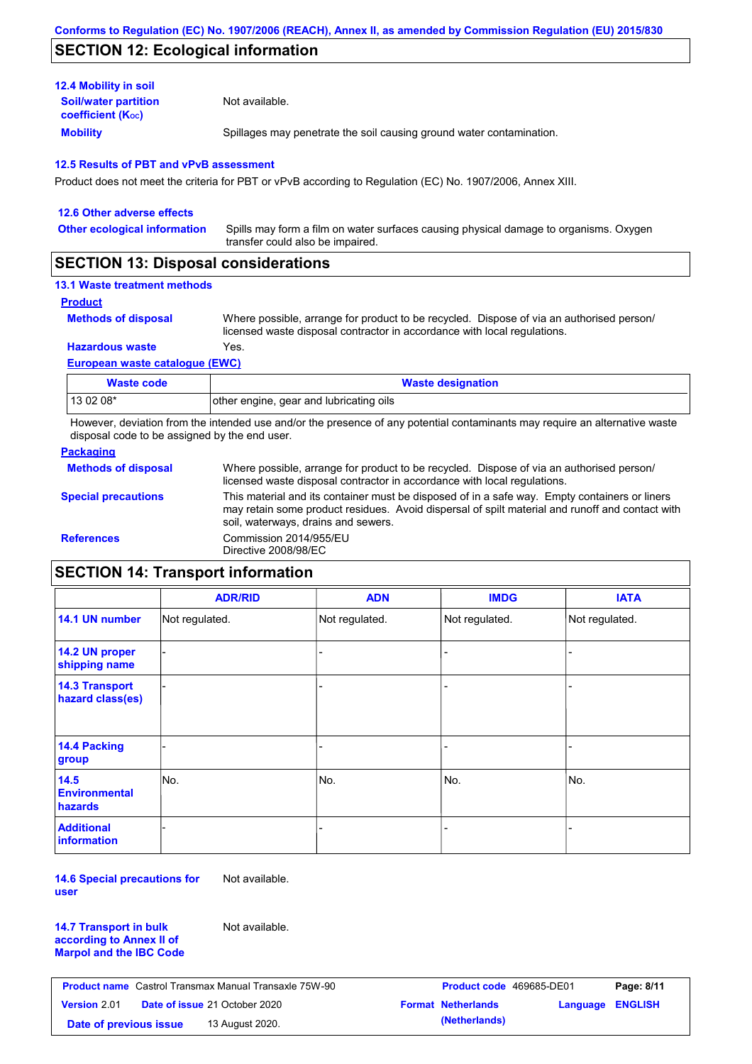## SECTION 12: Ecological information

### 12.4 Mobility in soil

**Soil/water partition coefficient ($K_{OC}$)**: Not available.

**Mobility**: Spillages may penetrate the soil causing ground water contamination.

### 12.5 Results of PBT and vPvB assessment

Product does not meet the criteria for PBT or vPvB according to Regulation (EC) No. 1907/2006, Annex XIII.

### 12.6 Other adverse effects

**Other ecological information**: Spills may form a film on water surfaces causing physical damage to organisms. Oxygen transfer could also be impaired.

## SECTION 13: Disposal considerations

### 13.1 Waste treatment methods

**Product**

**Methods of disposal**: Where possible, arrange for product to be recycled. Dispose of via an authorised person/ licensed waste disposal contractor in accordance with local regulations.

**Hazardous waste**: Yes.

**European waste catalogue (EWC)**

| Waste code | Waste designation |
|---|---|
| 13 02 08* | other engine, gear and lubricating oils |

However, deviation from the intended use and/or the presence of any potential contaminants may require an alternative waste disposal code to be assigned by the end user.

**Packaging**

**Methods of disposal**: Where possible, arrange for product to be recycled. Dispose of via an authorised person/ licensed waste disposal contractor in accordance with local regulations.

**Special precautions**: This material and its container must be disposed of in a safe way. Empty containers or liners may retain some product residues. Avoid dispersal of spilt material and runoff and contact with soil, waterways, drains and sewers.

**References**: Commission 2014/955/EU
Directive 2008/98/EC

## SECTION 14: Transport information

| | ADR/RID | ADN | IMDG | IATA |
|---|---|---|---|---|
| 14.1 UN number | Not regulated. | Not regulated. | Not regulated. | Not regulated. |
| 14.2 UN proper shipping name | - | - | - | - |
| 14.3 Transport hazard class(es) | - | - | - | - |
| 14.4 Packing group | - | - | - | - |
| 14.5 Environmental hazards | No. | No. | No. | No. |
| Additional information | - | - | - | - |

**14.6 Special precautions for user**: Not available.

**14.7 Transport in bulk according to Annex II of Marpol and the IBC Code**: Not available.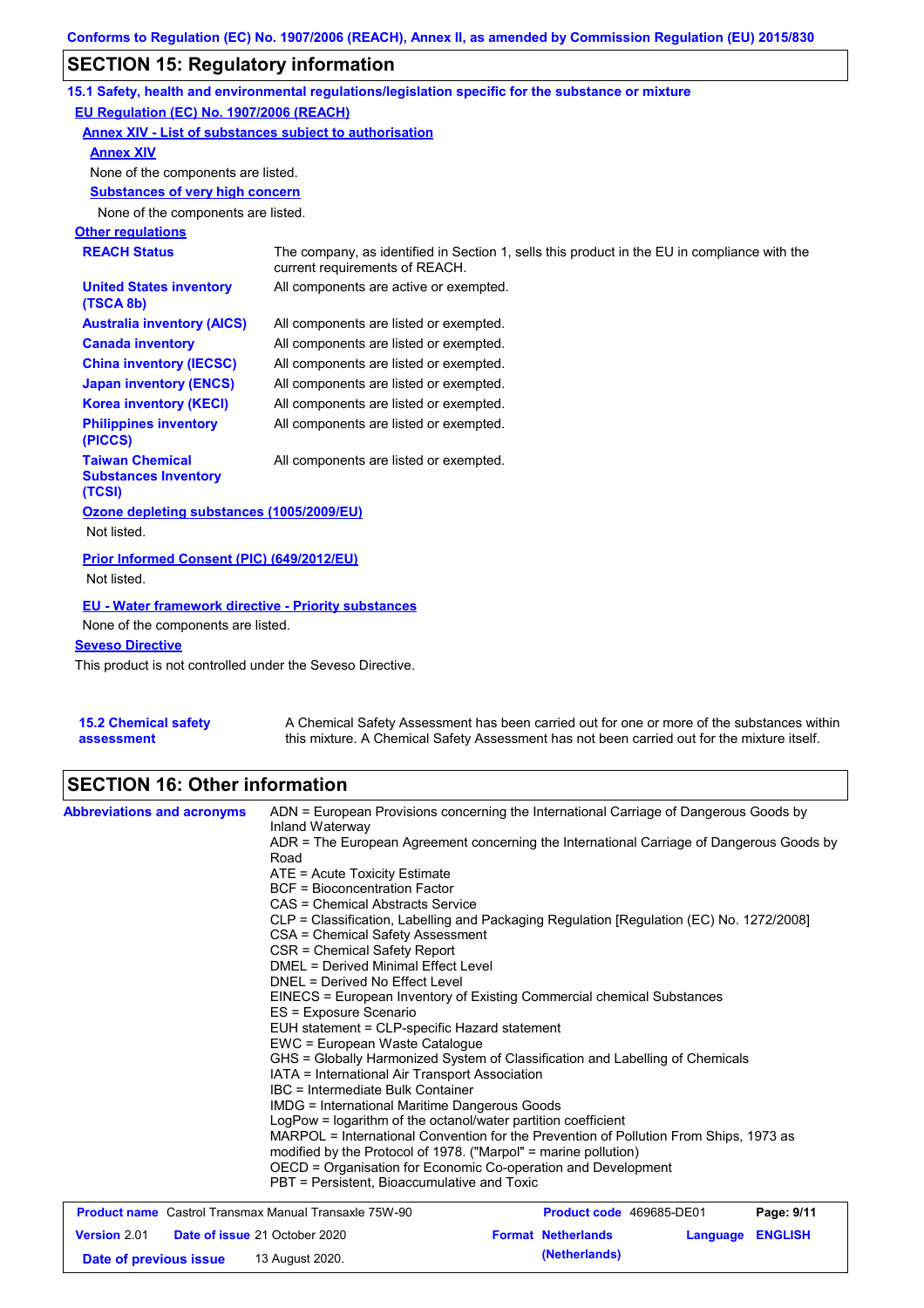Conforms to Regulation (EC) No. 1907/2006 (REACH), Annex II, as amended by Commission Regulation (EU) 2015/830

## SECTION 15: Regulatory information

### 15.1 Safety, health and environmental regulations/legislation specific for the substance or mixture

**EU Regulation (EC) No. 1907/2006 (REACH)**

**Annex XIV - List of substances subject to authorisation**

**Annex XIV**

None of the components are listed.

**Substances of very high concern**

None of the components are listed.

**Other regulations**

| | |
|---|---|
| **REACH Status** | The company, as identified in Section 1, sells this product in the EU in compliance with the current requirements of REACH. |
| **United States inventory (TSCA 8b)** | All components are active or exempted. |
| **Australia inventory (AICS)** | All components are listed or exempted. |
| **Canada inventory** | All components are listed or exempted. |
| **China inventory (IECSC)** | All components are listed or exempted. |
| **Japan inventory (ENCS)** | All components are listed or exempted. |
| **Korea inventory (KECI)** | All components are listed or exempted. |
| **Philippines inventory (PICCS)** | All components are listed or exempted. |
| **Taiwan Chemical Substances Inventory (TCSI)** | All components are listed or exempted. |

**Ozone depleting substances (1005/2009/EU)**

Not listed.

**Prior Informed Consent (PIC) (649/2012/EU)**

Not listed.

**EU - Water framework directive - Priority substances**

None of the components are listed.

**Seveso Directive**

This product is not controlled under the Seveso Directive.

**15.2 Chemical safety assessment**

A Chemical Safety Assessment has been carried out for one or more of the substances within this mixture. A Chemical Safety Assessment has not been carried out for the mixture itself.

## SECTION 16: Other information

**Abbreviations and acronyms**

ADN = European Provisions concerning the International Carriage of Dangerous Goods by Inland Waterway
ADR = The European Agreement concerning the International Carriage of Dangerous Goods by Road
ATE = Acute Toxicity Estimate
BCF = Bioconcentration Factor
CAS = Chemical Abstracts Service
CLP = Classification, Labelling and Packaging Regulation [Regulation (EC) No. 1272/2008]
CSA = Chemical Safety Assessment
CSR = Chemical Safety Report
DMEL = Derived Minimal Effect Level
DNEL = Derived No Effect Level
EINECS = European Inventory of Existing Commercial chemical Substances
ES = Exposure Scenario
EUH statement = CLP-specific Hazard statement
EWC = European Waste Catalogue
GHS = Globally Harmonized System of Classification and Labelling of Chemicals
IATA = International Air Transport Association
IBC = Intermediate Bulk Container
IMDG = International Maritime Dangerous Goods
LogPow = logarithm of the octanol/water partition coefficient
MARPOL = International Convention for the Prevention of Pollution From Ships, 1973 as modified by the Protocol of 1978. ("Marpol" = marine pollution)
OECD = Organisation for Economic Co-operation and Development
PBT = Persistent, Bioaccumulative and Toxic

| | | | |
|---|---|---|---|
| **Product name** Castrol Transmax Manual Transaxle 75W-90 | | **Product code** 469685-DE01 | |
| **Version** 2.01 | **Date of issue** 21 October 2020 | **Format Netherlands (Netherlands)** | **Language ENGLISH** |
| **Date of previous issue** | 13 August 2020. | | |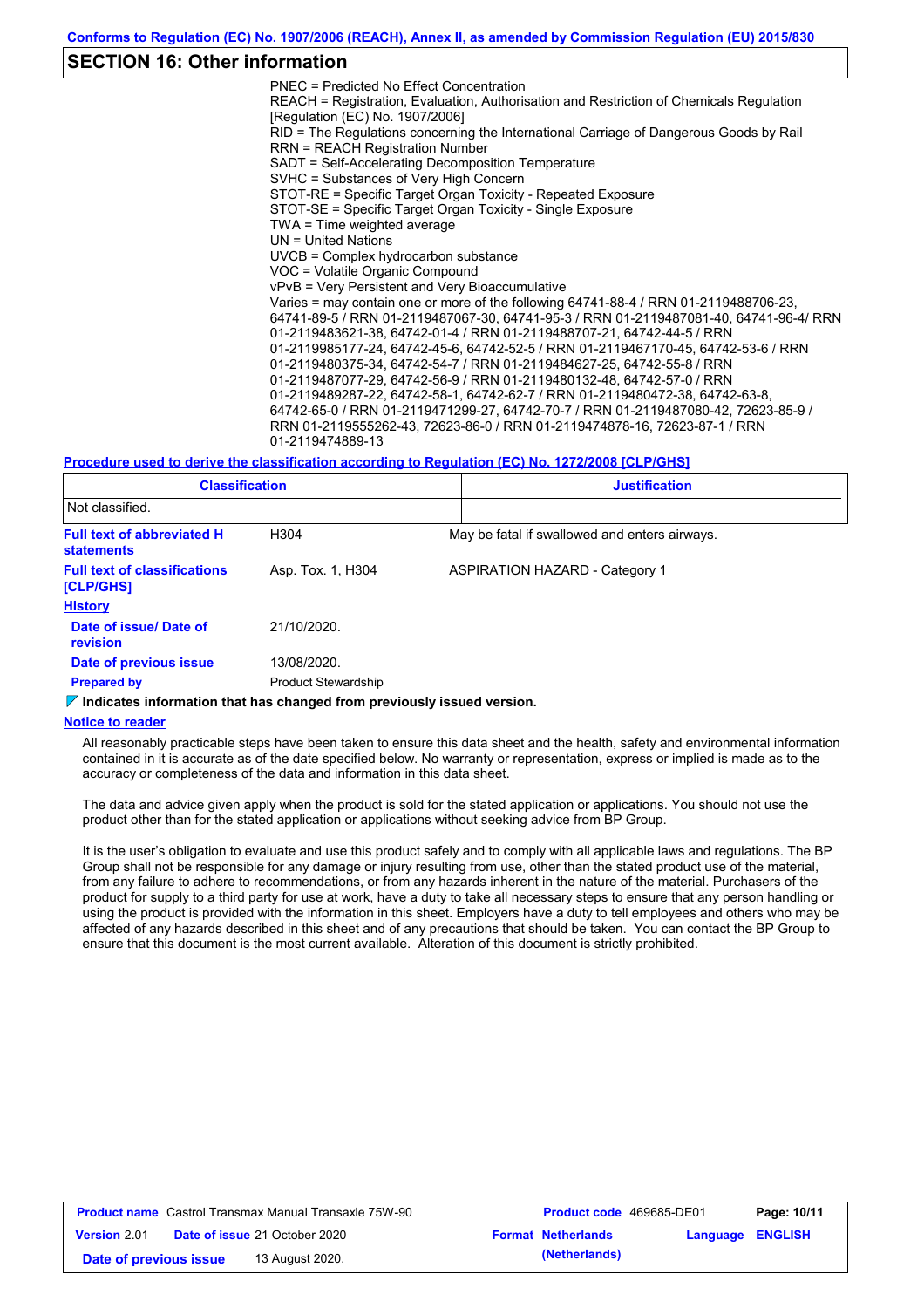## SECTION 16: Other information

PNEC = Predicted No Effect Concentration
REACH = Registration, Evaluation, Authorisation and Restriction of Chemicals Regulation [Regulation (EC) No. 1907/2006]
RID = The Regulations concerning the International Carriage of Dangerous Goods by Rail
RRN = REACH Registration Number
SADT = Self-Accelerating Decomposition Temperature
SVHC = Substances of Very High Concern
STOT-RE = Specific Target Organ Toxicity - Repeated Exposure
STOT-SE = Specific Target Organ Toxicity - Single Exposure
TWA = Time weighted average
UN = United Nations
UVCB = Complex hydrocarbon substance
VOC = Volatile Organic Compound
vPvB = Very Persistent and Very Bioaccumulative
Varies = may contain one or more of the following 64741-88-4 / RRN 01-2119488706-23, 64741-89-5 / RRN 01-2119487067-30, 64741-95-3 / RRN 01-2119487081-40, 64741-96-4/ RRN 01-2119483621-38, 64742-01-4 / RRN 01-2119488707-21, 64742-44-5 / RRN 01-2119985177-24, 64742-45-6, 64742-52-5 / RRN 01-2119467170-45, 64742-53-6 / RRN 01-2119480375-34, 64742-54-7 / RRN 01-2119484627-25, 64742-55-8 / RRN 01-2119487077-29, 64742-56-9 / RRN 01-2119480132-48, 64742-57-0 / RRN 01-2119489287-22, 64742-58-1, 64742-62-7 / RRN 01-2119480472-38, 64742-63-8, 64742-65-0 / RRN 01-2119471299-27, 64742-70-7 / RRN 01-2119487080-42, 72623-85-9 / RRN 01-2119555262-43, 72623-86-0 / RRN 01-2119474878-16, 72623-87-1 / RRN 01-2119474889-13

**Procedure used to derive the classification according to Regulation (EC) No. 1272/2008 [CLP/GHS]**

| Classification | Justification |
|---|---|
| Not classified. | |

**Full text of abbreviated H statements** H304 May be fatal if swallowed and enters airways.

**Full text of classifications [CLP/GHS]** Asp. Tox. 1, H304 ASPIRATION HAZARD - Category 1

**History**

**Date of issue/ Date of revision** 21/10/2020.

**Date of previous issue** 13/08/2020.

**Prepared by** Product Stewardship

**Indicates information that has changed from previously issued version.**

**Notice to reader**

All reasonably practicable steps have been taken to ensure this data sheet and the health, safety and environmental information contained in it is accurate as of the date specified below. No warranty or representation, express or implied is made as to the accuracy or completeness of the data and information in this data sheet.

The data and advice given apply when the product is sold for the stated application or applications. You should not use the product other than for the stated application or applications without seeking advice from BP Group.

It is the user's obligation to evaluate and use this product safely and to comply with all applicable laws and regulations. The BP Group shall not be responsible for any damage or injury resulting from use, other than the stated product use of the material, from any failure to adhere to recommendations, or from any hazards inherent in the nature of the material. Purchasers of the product for supply to a third party for use at work, have a duty to take all necessary steps to ensure that any person handling or using the product is provided with the information in this sheet. Employers have a duty to tell employees and others who may be affected of any hazards described in this sheet and of any precautions that should be taken. You can contact the BP Group to ensure that this document is the most current available. Alteration of this document is strictly prohibited.